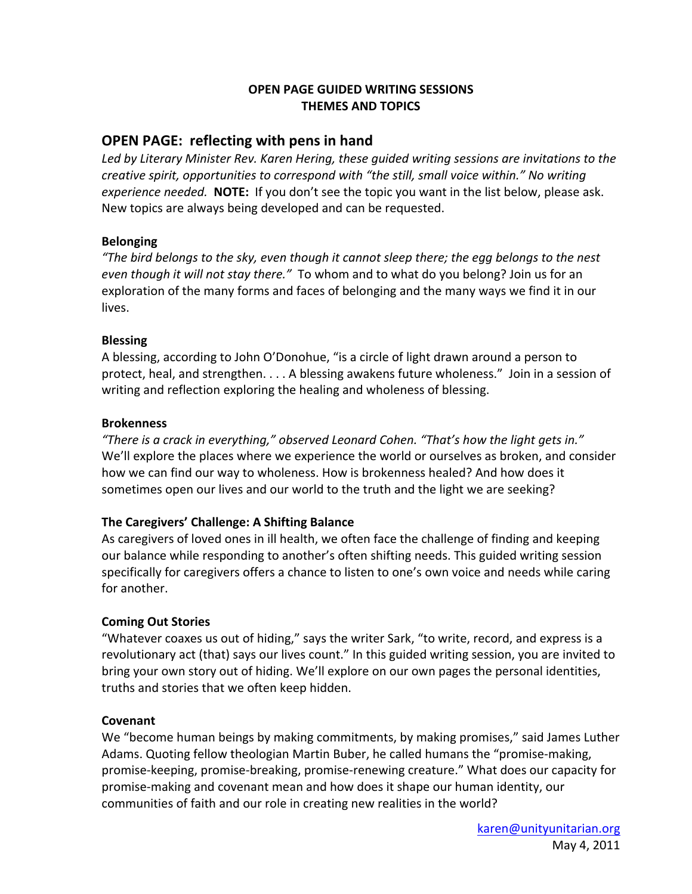# OPEN PAGE GUIDED WRITING SESSIONS
# THEMES AND TOPICS

## OPEN PAGE: reflecting with pens in hand

*Led by Literary Minister Rev. Karen Hering, these guided writing sessions are invitations to the creative spirit, opportunities to correspond with "the still, small voice within." No writing experience needed.* **NOTE:** If you don't see the topic you want in the list below, please ask. New topics are always being developed and can be requested.

### Belonging

*"The bird belongs to the sky, even though it cannot sleep there; the egg belongs to the nest even though it will not stay there."* To whom and to what do you belong? Join us for an exploration of the many forms and faces of belonging and the many ways we find it in our lives.

### Blessing

A blessing, according to John O'Donohue, "is a circle of light drawn around a person to protect, heal, and strengthen. . . . A blessing awakens future wholeness." Join in a session of writing and reflection exploring the healing and wholeness of blessing.

### Brokenness

*"There is a crack in everything," observed Leonard Cohen. "That's how the light gets in."* We'll explore the places where we experience the world or ourselves as broken, and consider how we can find our way to wholeness. How is brokenness healed? And how does it sometimes open our lives and our world to the truth and the light we are seeking?

### The Caregivers' Challenge: A Shifting Balance

As caregivers of loved ones in ill health, we often face the challenge of finding and keeping our balance while responding to another's often shifting needs. This guided writing session specifically for caregivers offers a chance to listen to one's own voice and needs while caring for another.

### Coming Out Stories

"Whatever coaxes us out of hiding," says the writer Sark, "to write, record, and express is a revolutionary act (that) says our lives count." In this guided writing session, you are invited to bring your own story out of hiding. We'll explore on our own pages the personal identities, truths and stories that we often keep hidden.

### Covenant

We "become human beings by making commitments, by making promises," said James Luther Adams. Quoting fellow theologian Martin Buber, he called humans the "promise-making, promise-keeping, promise-breaking, promise-renewing creature." What does our capacity for promise-making and covenant mean and how does it shape our human identity, our communities of faith and our role in creating new realities in the world?

karen@unityunitarian.org
May 4, 2011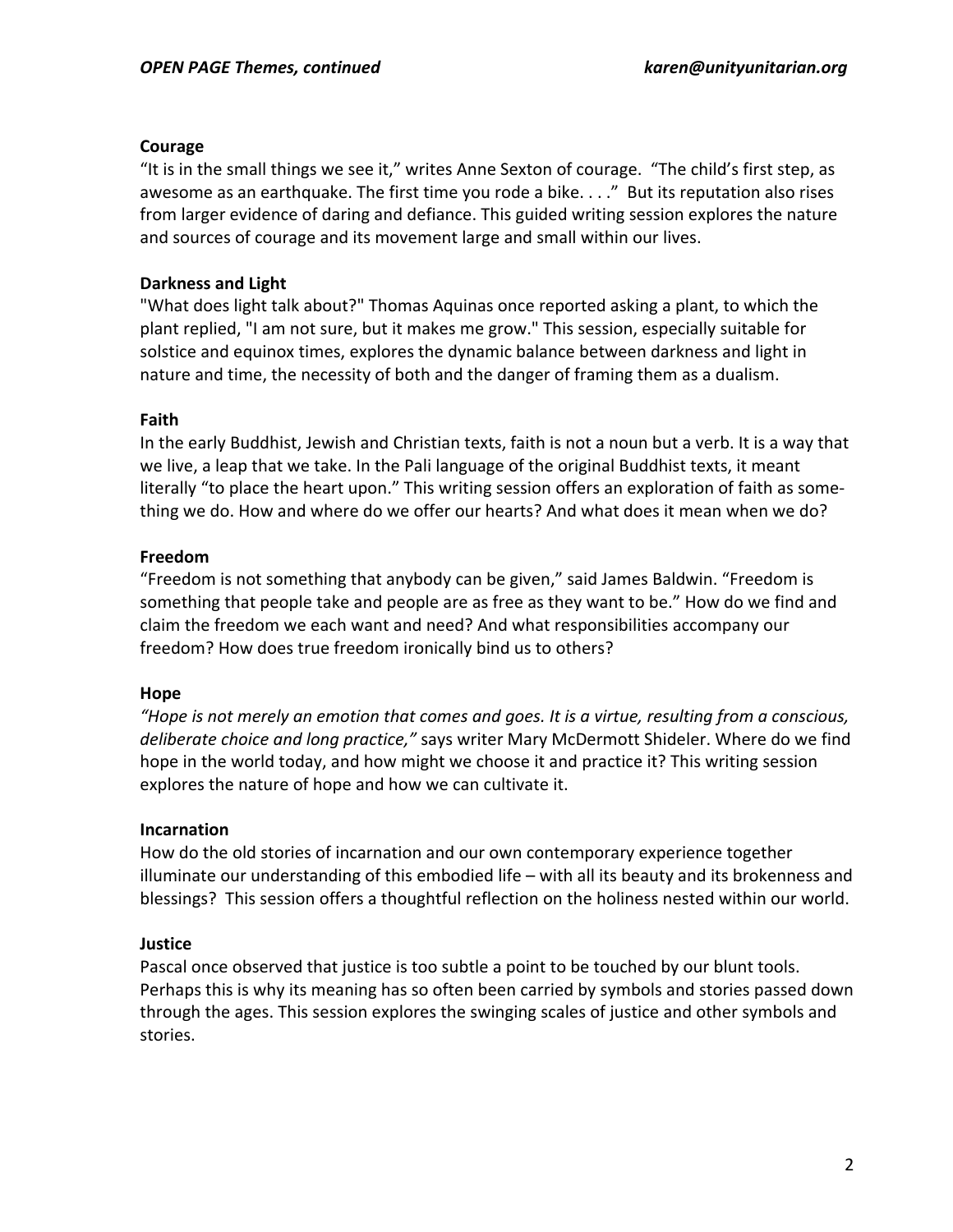**Courage**

"It is in the small things we see it," writes Anne Sexton of courage. "The child's first step, as awesome as an earthquake. The first time you rode a bike. . . ." But its reputation also rises from larger evidence of daring and defiance. This guided writing session explores the nature and sources of courage and its movement large and small within our lives.

**Darkness and Light**

"What does light talk about?" Thomas Aquinas once reported asking a plant, to which the plant replied, "I am not sure, but it makes me grow." This session, especially suitable for solstice and equinox times, explores the dynamic balance between darkness and light in nature and time, the necessity of both and the danger of framing them as a dualism.

**Faith**

In the early Buddhist, Jewish and Christian texts, faith is not a noun but a verb. It is a way that we live, a leap that we take. In the Pali language of the original Buddhist texts, it meant literally "to place the heart upon." This writing session offers an exploration of faith as something we do. How and where do we offer our hearts? And what does it mean when we do?

**Freedom**

"Freedom is not something that anybody can be given," said James Baldwin. "Freedom is something that people take and people are as free as they want to be." How do we find and claim the freedom we each want and need? And what responsibilities accompany our freedom? How does true freedom ironically bind us to others?

**Hope**

*"Hope is not merely an emotion that comes and goes. It is a virtue, resulting from a conscious, deliberate choice and long practice,"* says writer Mary McDermott Shideler. Where do we find hope in the world today, and how might we choose it and practice it? This writing session explores the nature of hope and how we can cultivate it.

**Incarnation**

How do the old stories of incarnation and our own contemporary experience together illuminate our understanding of this embodied life – with all its beauty and its brokenness and blessings? This session offers a thoughtful reflection on the holiness nested within our world.

**Justice**

Pascal once observed that justice is too subtle a point to be touched by our blunt tools. Perhaps this is why its meaning has so often been carried by symbols and stories passed down through the ages. This session explores the swinging scales of justice and other symbols and stories.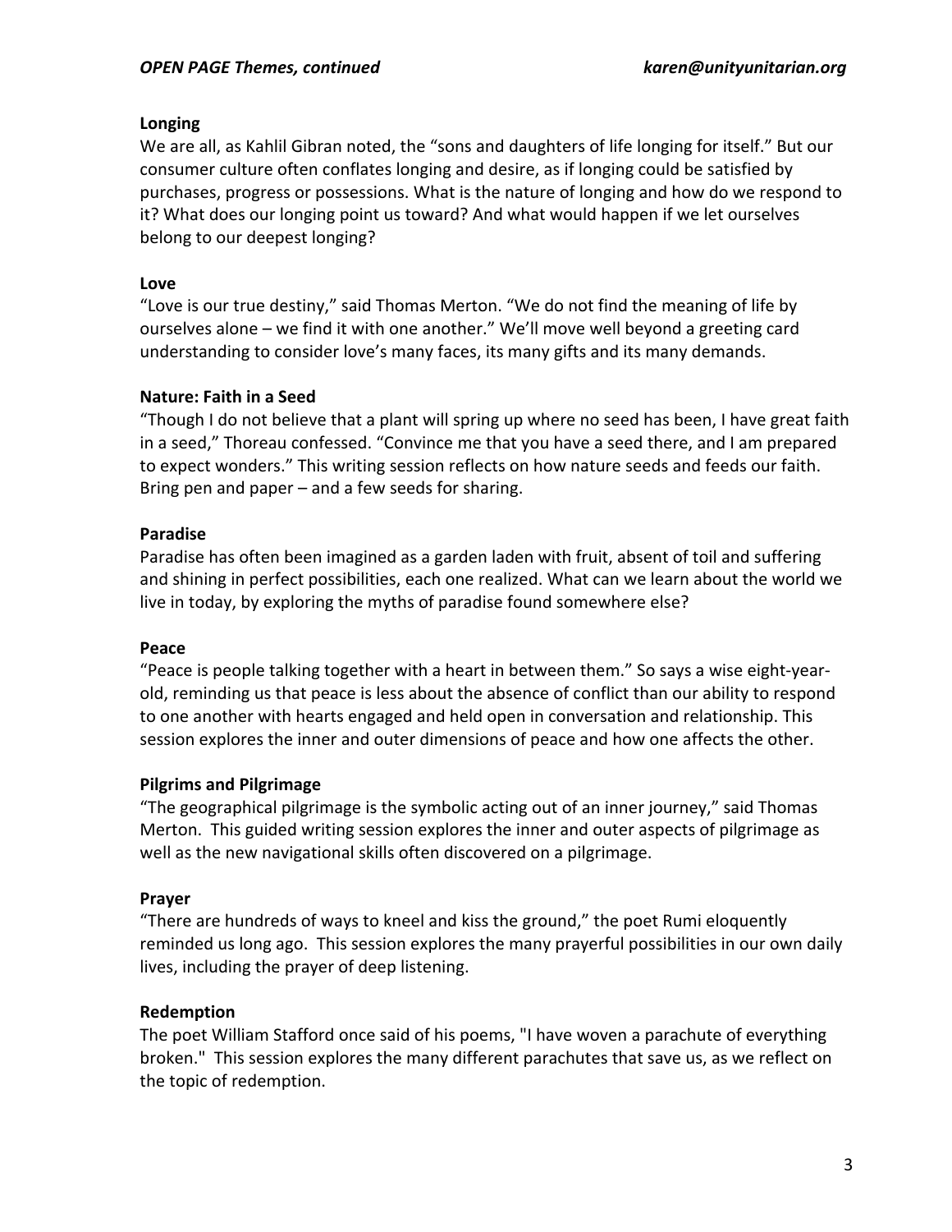**Longing**

We are all, as Kahlil Gibran noted, the "sons and daughters of life longing for itself." But our consumer culture often conflates longing and desire, as if longing could be satisfied by purchases, progress or possessions. What is the nature of longing and how do we respond to it? What does our longing point us toward? And what would happen if we let ourselves belong to our deepest longing?

**Love**

"Love is our true destiny," said Thomas Merton. "We do not find the meaning of life by ourselves alone – we find it with one another." We'll move well beyond a greeting card understanding to consider love's many faces, its many gifts and its many demands.

**Nature: Faith in a Seed**

"Though I do not believe that a plant will spring up where no seed has been, I have great faith in a seed," Thoreau confessed. "Convince me that you have a seed there, and I am prepared to expect wonders." This writing session reflects on how nature seeds and feeds our faith. Bring pen and paper – and a few seeds for sharing.

**Paradise**

Paradise has often been imagined as a garden laden with fruit, absent of toil and suffering and shining in perfect possibilities, each one realized. What can we learn about the world we live in today, by exploring the myths of paradise found somewhere else?

**Peace**

"Peace is people talking together with a heart in between them." So says a wise eight-year-old, reminding us that peace is less about the absence of conflict than our ability to respond to one another with hearts engaged and held open in conversation and relationship. This session explores the inner and outer dimensions of peace and how one affects the other.

**Pilgrims and Pilgrimage**

"The geographical pilgrimage is the symbolic acting out of an inner journey," said Thomas Merton. This guided writing session explores the inner and outer aspects of pilgrimage as well as the new navigational skills often discovered on a pilgrimage.

**Prayer**

"There are hundreds of ways to kneel and kiss the ground," the poet Rumi eloquently reminded us long ago. This session explores the many prayerful possibilities in our own daily lives, including the prayer of deep listening.

**Redemption**

The poet William Stafford once said of his poems, "I have woven a parachute of everything broken." This session explores the many different parachutes that save us, as we reflect on the topic of redemption.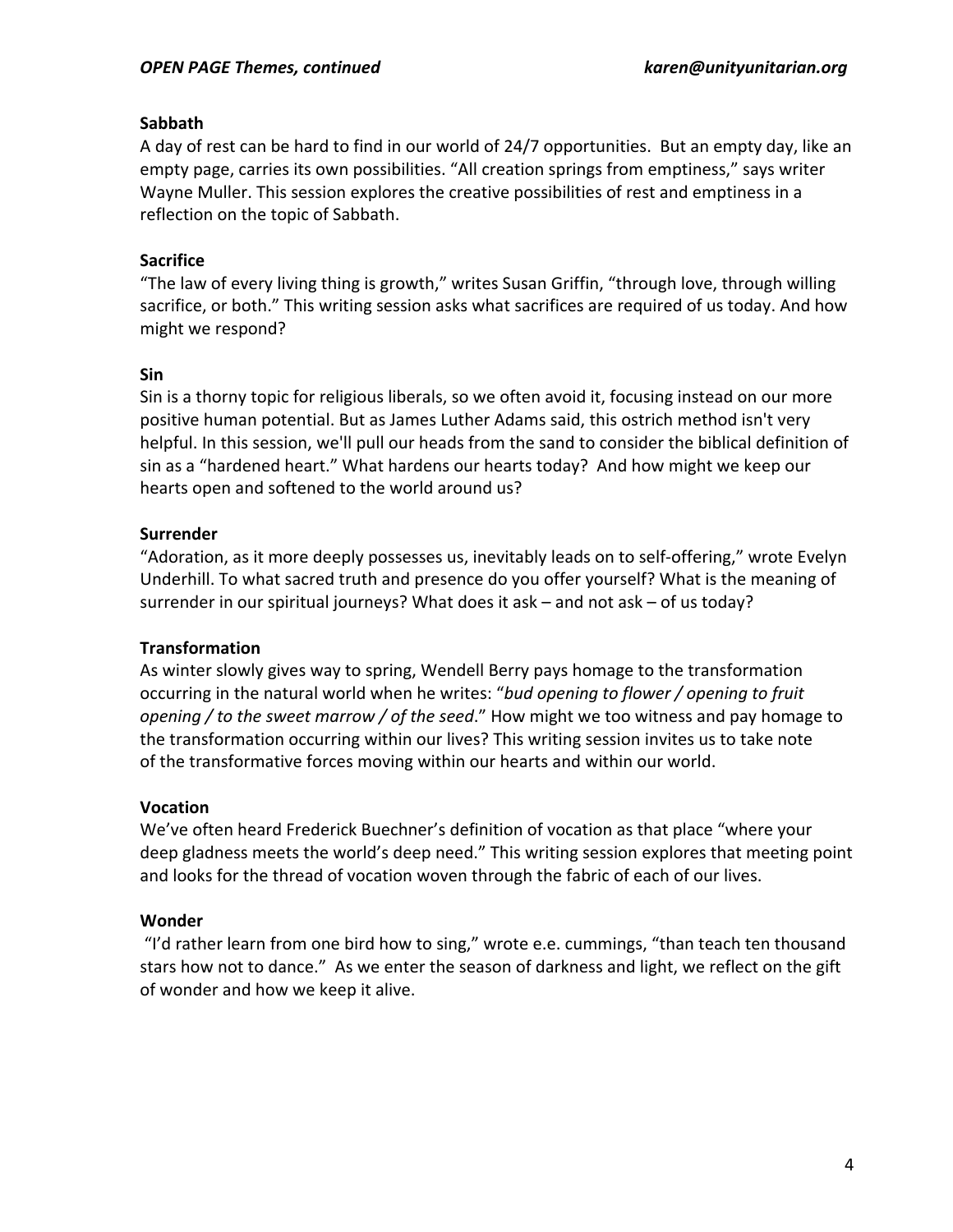**Sabbath**

A day of rest can be hard to find in our world of 24/7 opportunities. But an empty day, like an empty page, carries its own possibilities. “All creation springs from emptiness,” says writer Wayne Muller. This session explores the creative possibilities of rest and emptiness in a reflection on the topic of Sabbath.

**Sacrifice**

“The law of every living thing is growth,” writes Susan Griffin, “through love, through willing sacrifice, or both.” This writing session asks what sacrifices are required of us today. And how might we respond?

**Sin**

Sin is a thorny topic for religious liberals, so we often avoid it, focusing instead on our more positive human potential. But as James Luther Adams said, this ostrich method isn't very helpful. In this session, we'll pull our heads from the sand to consider the biblical definition of sin as a “hardened heart.” What hardens our hearts today? And how might we keep our hearts open and softened to the world around us?

**Surrender**

“Adoration, as it more deeply possesses us, inevitably leads on to self-offering,” wrote Evelyn Underhill. To what sacred truth and presence do you offer yourself? What is the meaning of surrender in our spiritual journeys? What does it ask – and not ask – of us today?

**Transformation**

As winter slowly gives way to spring, Wendell Berry pays homage to the transformation occurring in the natural world when he writes: “*bud opening to flower / opening to fruit opening / to the sweet marrow / of the seed*.” How might we too witness and pay homage to the transformation occurring within our lives? This writing session invites us to take note of the transformative forces moving within our hearts and within our world.

**Vocation**

We’ve often heard Frederick Buechner’s definition of vocation as that place “where your deep gladness meets the world’s deep need.” This writing session explores that meeting point and looks for the thread of vocation woven through the fabric of each of our lives.

**Wonder**

“I’d rather learn from one bird how to sing,” wrote e.e. cummings, “than teach ten thousand stars how not to dance.” As we enter the season of darkness and light, we reflect on the gift of wonder and how we keep it alive.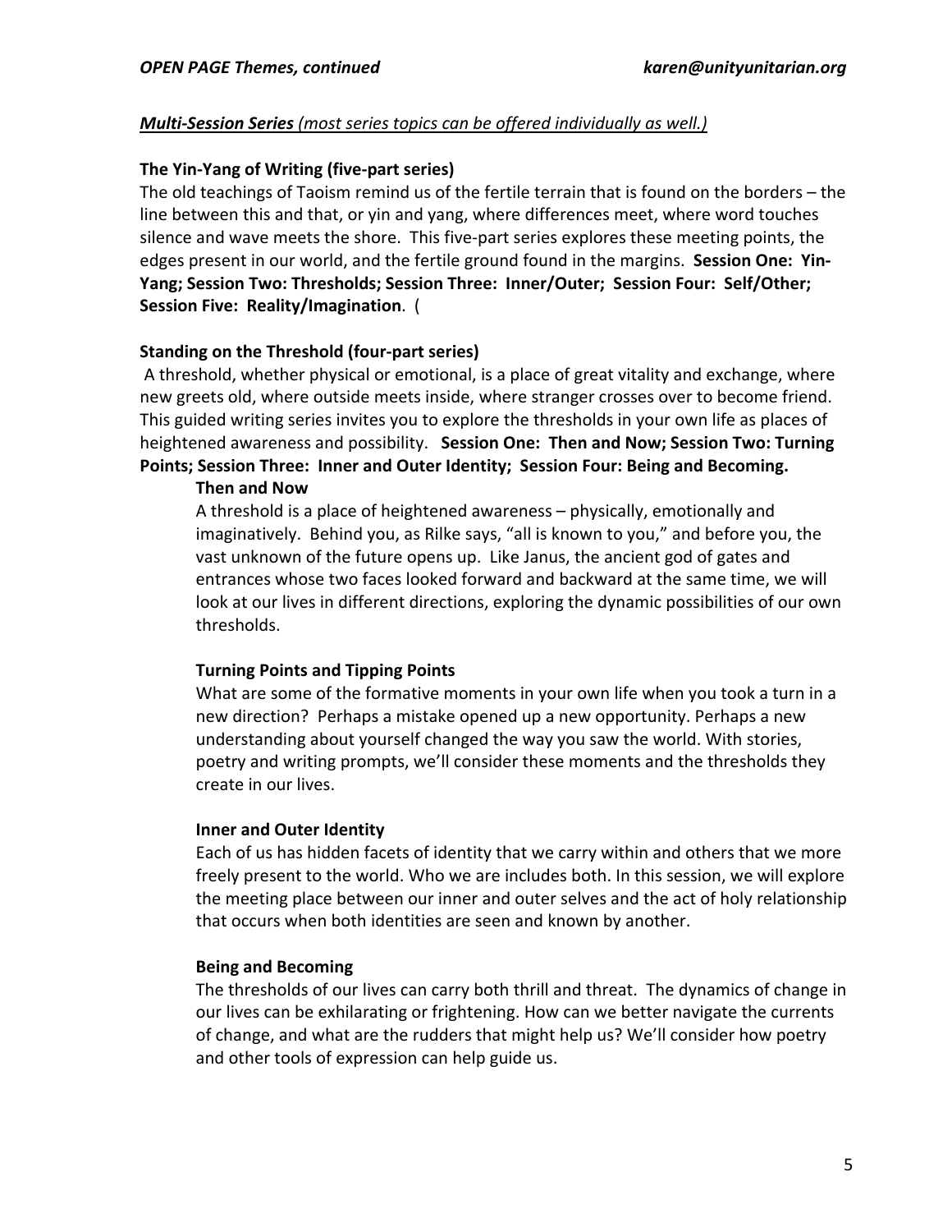***Multi-Session Series*** *(most series topics can be offered individually as well.)*

**The Yin-Yang of Writing (five-part series)**

The old teachings of Taoism remind us of the fertile terrain that is found on the borders – the line between this and that, or yin and yang, where differences meet, where word touches silence and wave meets the shore. This five-part series explores these meeting points, the edges present in our world, and the fertile ground found in the margins. **Session One: Yin-Yang; Session Two: Thresholds; Session Three: Inner/Outer; Session Four: Self/Other; Session Five: Reality/Imagination**. (

**Standing on the Threshold (four-part series)**

A threshold, whether physical or emotional, is a place of great vitality and exchange, where new greets old, where outside meets inside, where stranger crosses over to become friend. This guided writing series invites you to explore the thresholds in your own life as places of heightened awareness and possibility. **Session One: Then and Now; Session Two: Turning Points; Session Three: Inner and Outer Identity; Session Four: Being and Becoming.**

> **Then and Now**
>
> A threshold is a place of heightened awareness – physically, emotionally and imaginatively. Behind you, as Rilke says, "all is known to you," and before you, the vast unknown of the future opens up. Like Janus, the ancient god of gates and entrances whose two faces looked forward and backward at the same time, we will look at our lives in different directions, exploring the dynamic possibilities of our own thresholds.
>
> **Turning Points and Tipping Points**
>
> What are some of the formative moments in your own life when you took a turn in a new direction? Perhaps a mistake opened up a new opportunity. Perhaps a new understanding about yourself changed the way you saw the world. With stories, poetry and writing prompts, we'll consider these moments and the thresholds they create in our lives.
>
> **Inner and Outer Identity**
>
> Each of us has hidden facets of identity that we carry within and others that we more freely present to the world. Who we are includes both. In this session, we will explore the meeting place between our inner and outer selves and the act of holy relationship that occurs when both identities are seen and known by another.
>
> **Being and Becoming**
>
> The thresholds of our lives can carry both thrill and threat. The dynamics of change in our lives can be exhilarating or frightening. How can we better navigate the currents of change, and what are the rudders that might help us? We'll consider how poetry and other tools of expression can help guide us.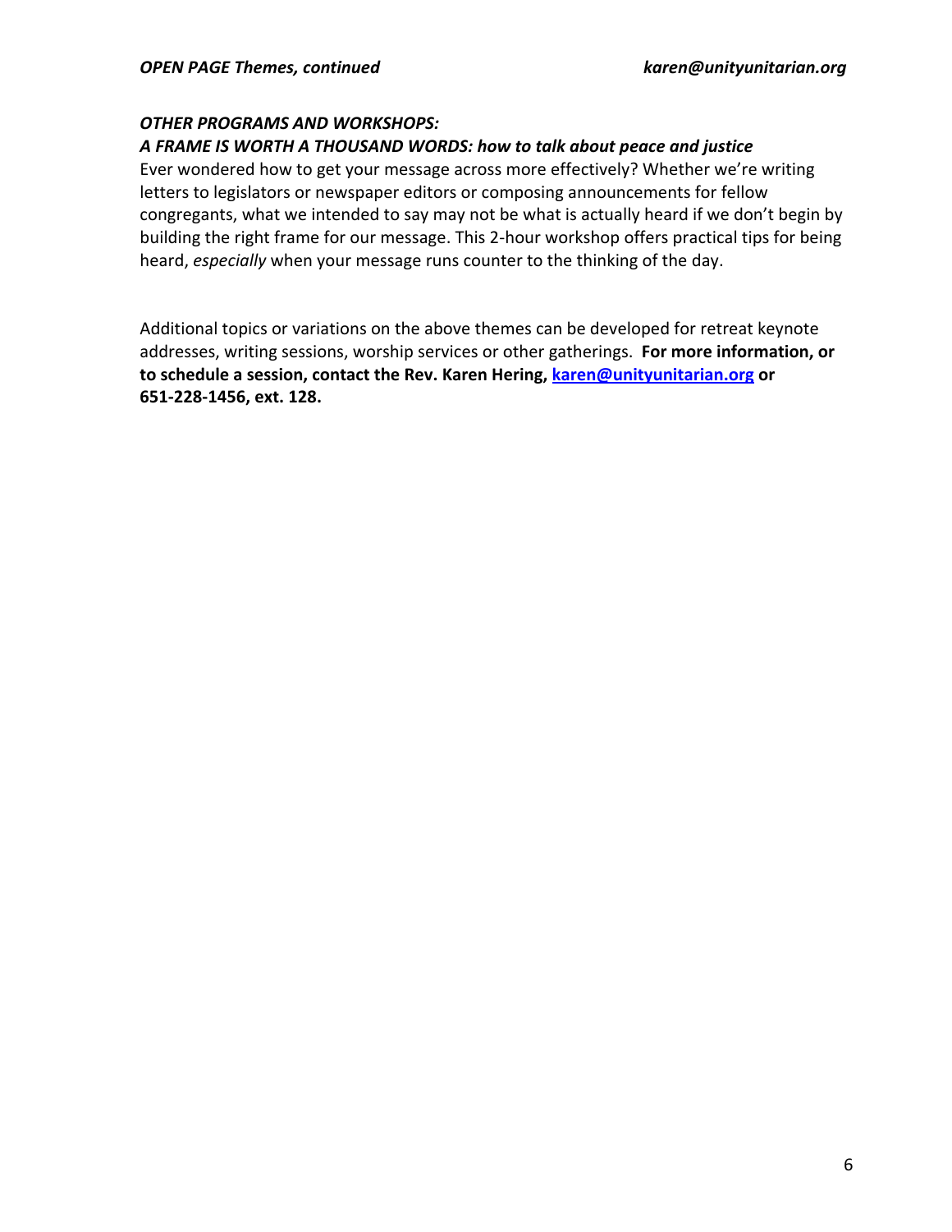***OTHER PROGRAMS AND WORKSHOPS:***

***A FRAME IS WORTH A THOUSAND WORDS: how to talk about peace and justice***

Ever wondered how to get your message across more effectively? Whether we're writing letters to legislators or newspaper editors or composing announcements for fellow congregants, what we intended to say may not be what is actually heard if we don't begin by building the right frame for our message. This 2-hour workshop offers practical tips for being heard, *especially* when your message runs counter to the thinking of the day.

Additional topics or variations on the above themes can be developed for retreat keynote addresses, writing sessions, worship services or other gatherings. **For more information, or to schedule a session, contact the Rev. Karen Hering, karen@unityunitarian.org or 651-228-1456, ext. 128.**